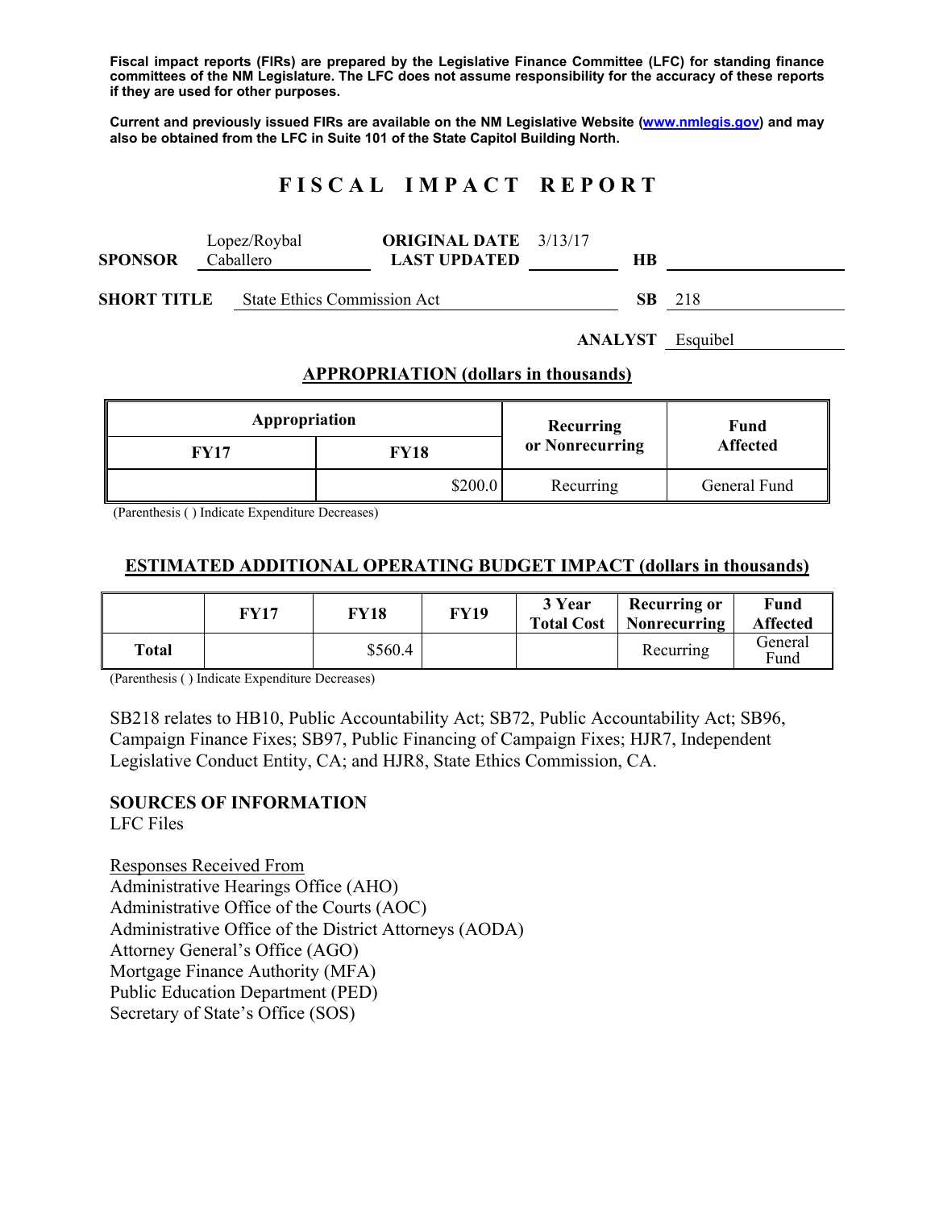**Fiscal impact reports (FIRs) are prepared by the Legislative Finance Committee (LFC) for standing finance committees of the NM Legislature. The LFC does not assume responsibility for the accuracy of these reports if they are used for other purposes.**

**Current and previously issued FIRs are available on the NM Legislative Website (www.nmlegis.gov) and may also be obtained from the LFC in Suite 101 of the State Capitol Building North.**

# FISCAL IMPACT REPORT

| | | | | | |
|---|---|---|---|---|---|
| **SPONSOR** | Lopez/Roybal Caballero | **ORIGINAL DATE** / **LAST UPDATED** | 3/13/17 | **HB** | |
| **SHORT TITLE** | State Ethics Commission Act | | | **SB** | 218 |
| | | | | **ANALYST** | Esquibel |

## APPROPRIATION (dollars in thousands)

| Appropriation | | Recurring or Nonrecurring | Fund Affected |
|---|---|---|---|
| **FY17** | **FY18** | | |
| | $200.0 | Recurring | General Fund |

(Parenthesis ( ) Indicate Expenditure Decreases)

## ESTIMATED ADDITIONAL OPERATING BUDGET IMPACT (dollars in thousands)

| | FY17 | FY18 | FY19 | 3 Year Total Cost | Recurring or Nonrecurring | Fund Affected |
|---|---|---|---|---|---|---|
| **Total** | | $560.4 | | | Recurring | General Fund |

(Parenthesis ( ) Indicate Expenditure Decreases)

SB218 relates to HB10, Public Accountability Act; SB72, Public Accountability Act; SB96, Campaign Finance Fixes; SB97, Public Financing of Campaign Fixes; HJR7, Independent Legislative Conduct Entity, CA; and HJR8, State Ethics Commission, CA.

## SOURCES OF INFORMATION

LFC Files

Responses Received From
Administrative Hearings Office (AHO)
Administrative Office of the Courts (AOC)
Administrative Office of the District Attorneys (AODA)
Attorney General's Office (AGO)
Mortgage Finance Authority (MFA)
Public Education Department (PED)
Secretary of State's Office (SOS)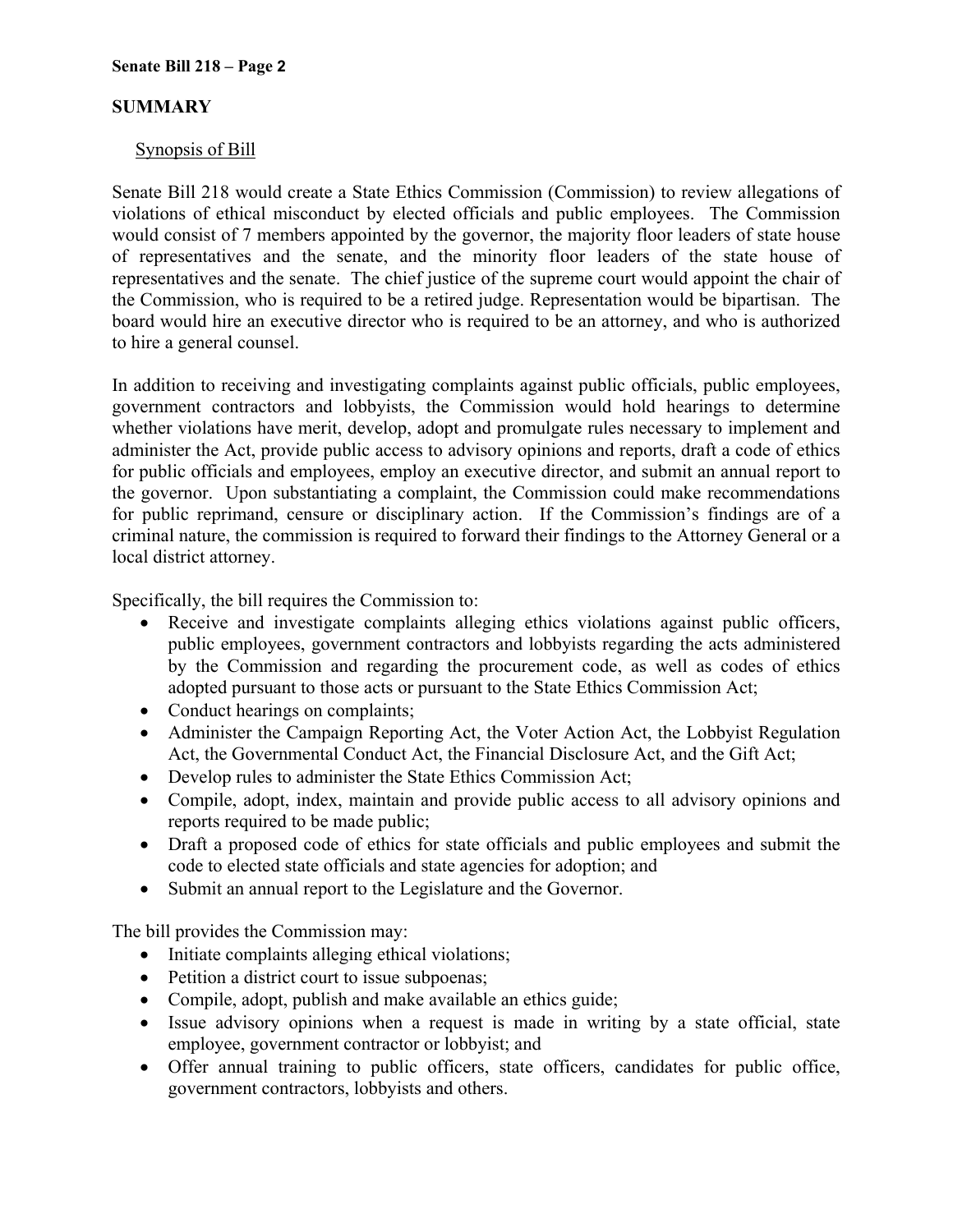## SUMMARY

Synopsis of Bill

Senate Bill 218 would create a State Ethics Commission (Commission) to review allegations of violations of ethical misconduct by elected officials and public employees. The Commission would consist of 7 members appointed by the governor, the majority floor leaders of state house of representatives and the senate, and the minority floor leaders of the state house of representatives and the senate. The chief justice of the supreme court would appoint the chair of the Commission, who is required to be a retired judge. Representation would be bipartisan. The board would hire an executive director who is required to be an attorney, and who is authorized to hire a general counsel.

In addition to receiving and investigating complaints against public officials, public employees, government contractors and lobbyists, the Commission would hold hearings to determine whether violations have merit, develop, adopt and promulgate rules necessary to implement and administer the Act, provide public access to advisory opinions and reports, draft a code of ethics for public officials and employees, employ an executive director, and submit an annual report to the governor. Upon substantiating a complaint, the Commission could make recommendations for public reprimand, censure or disciplinary action. If the Commission's findings are of a criminal nature, the commission is required to forward their findings to the Attorney General or a local district attorney.

Specifically, the bill requires the Commission to:

- Receive and investigate complaints alleging ethics violations against public officers, public employees, government contractors and lobbyists regarding the acts administered by the Commission and regarding the procurement code, as well as codes of ethics adopted pursuant to those acts or pursuant to the State Ethics Commission Act;
- Conduct hearings on complaints;
- Administer the Campaign Reporting Act, the Voter Action Act, the Lobbyist Regulation Act, the Governmental Conduct Act, the Financial Disclosure Act, and the Gift Act;
- Develop rules to administer the State Ethics Commission Act;
- Compile, adopt, index, maintain and provide public access to all advisory opinions and reports required to be made public;
- Draft a proposed code of ethics for state officials and public employees and submit the code to elected state officials and state agencies for adoption; and
- Submit an annual report to the Legislature and the Governor.

The bill provides the Commission may:

- Initiate complaints alleging ethical violations;
- Petition a district court to issue subpoenas;
- Compile, adopt, publish and make available an ethics guide;
- Issue advisory opinions when a request is made in writing by a state official, state employee, government contractor or lobbyist; and
- Offer annual training to public officers, state officers, candidates for public office, government contractors, lobbyists and others.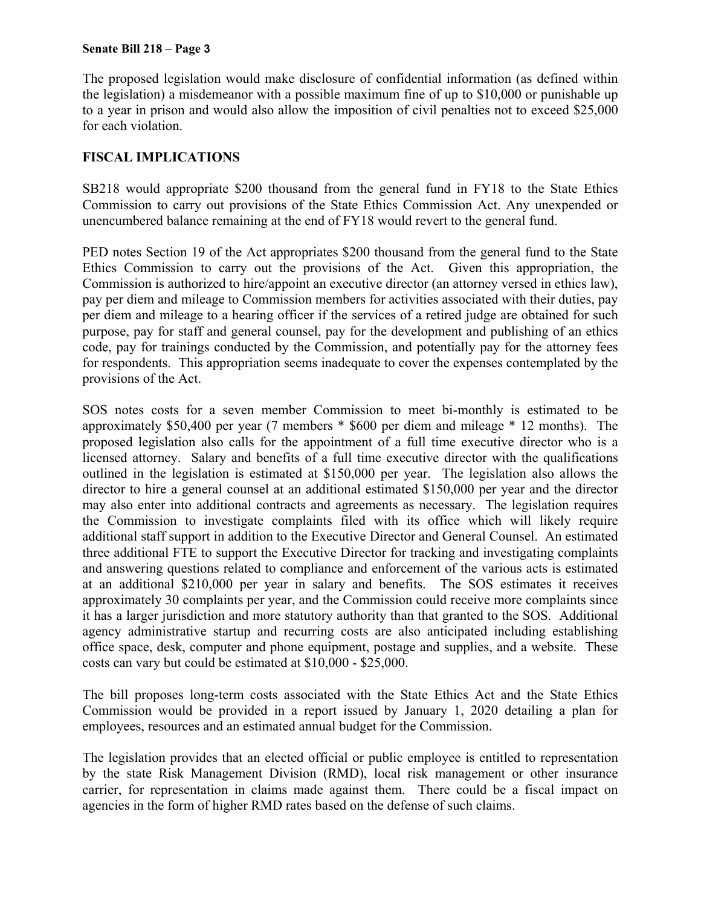The proposed legislation would make disclosure of confidential information (as defined within the legislation) a misdemeanor with a possible maximum fine of up to $10,000 or punishable up to a year in prison and would also allow the imposition of civil penalties not to exceed $25,000 for each violation.

## FISCAL IMPLICATIONS

SB218 would appropriate $200 thousand from the general fund in FY18 to the State Ethics Commission to carry out provisions of the State Ethics Commission Act. Any unexpended or unencumbered balance remaining at the end of FY18 would revert to the general fund.

PED notes Section 19 of the Act appropriates $200 thousand from the general fund to the State Ethics Commission to carry out the provisions of the Act. Given this appropriation, the Commission is authorized to hire/appoint an executive director (an attorney versed in ethics law), pay per diem and mileage to Commission members for activities associated with their duties, pay per diem and mileage to a hearing officer if the services of a retired judge are obtained for such purpose, pay for staff and general counsel, pay for the development and publishing of an ethics code, pay for trainings conducted by the Commission, and potentially pay for the attorney fees for respondents. This appropriation seems inadequate to cover the expenses contemplated by the provisions of the Act.

SOS notes costs for a seven member Commission to meet bi-monthly is estimated to be approximately $50,400 per year (7 members * $600 per diem and mileage * 12 months). The proposed legislation also calls for the appointment of a full time executive director who is a licensed attorney. Salary and benefits of a full time executive director with the qualifications outlined in the legislation is estimated at $150,000 per year. The legislation also allows the director to hire a general counsel at an additional estimated $150,000 per year and the director may also enter into additional contracts and agreements as necessary. The legislation requires the Commission to investigate complaints filed with its office which will likely require additional staff support in addition to the Executive Director and General Counsel. An estimated three additional FTE to support the Executive Director for tracking and investigating complaints and answering questions related to compliance and enforcement of the various acts is estimated at an additional $210,000 per year in salary and benefits. The SOS estimates it receives approximately 30 complaints per year, and the Commission could receive more complaints since it has a larger jurisdiction and more statutory authority than that granted to the SOS. Additional agency administrative startup and recurring costs are also anticipated including establishing office space, desk, computer and phone equipment, postage and supplies, and a website. These costs can vary but could be estimated at $10,000 - $25,000.

The bill proposes long-term costs associated with the State Ethics Act and the State Ethics Commission would be provided in a report issued by January 1, 2020 detailing a plan for employees, resources and an estimated annual budget for the Commission.

The legislation provides that an elected official or public employee is entitled to representation by the state Risk Management Division (RMD), local risk management or other insurance carrier, for representation in claims made against them. There could be a fiscal impact on agencies in the form of higher RMD rates based on the defense of such claims.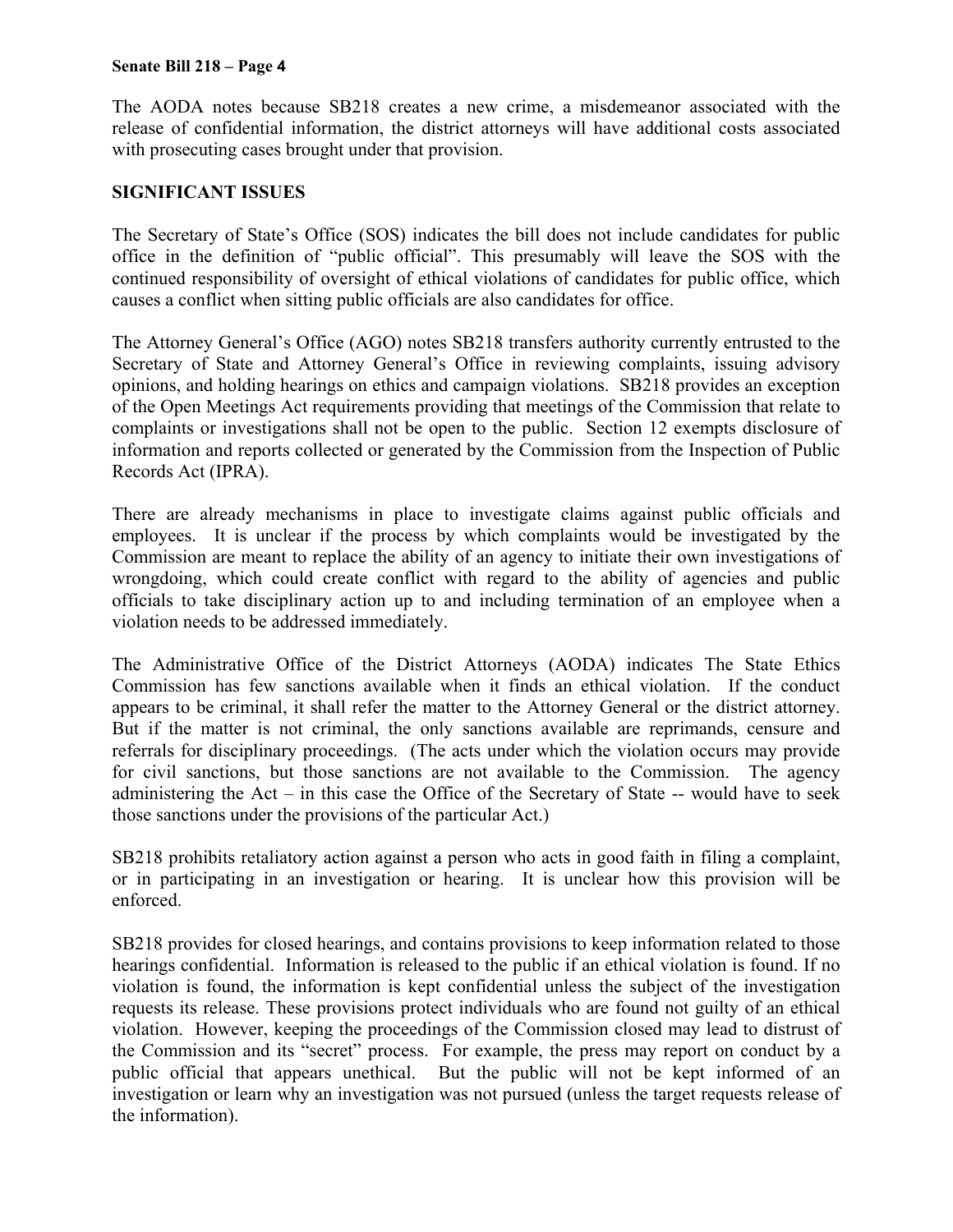The AODA notes because SB218 creates a new crime, a misdemeanor associated with the release of confidential information, the district attorneys will have additional costs associated with prosecuting cases brought under that provision.

## SIGNIFICANT ISSUES

The Secretary of State's Office (SOS) indicates the bill does not include candidates for public office in the definition of "public official". This presumably will leave the SOS with the continued responsibility of oversight of ethical violations of candidates for public office, which causes a conflict when sitting public officials are also candidates for office.

The Attorney General's Office (AGO) notes SB218 transfers authority currently entrusted to the Secretary of State and Attorney General's Office in reviewing complaints, issuing advisory opinions, and holding hearings on ethics and campaign violations. SB218 provides an exception of the Open Meetings Act requirements providing that meetings of the Commission that relate to complaints or investigations shall not be open to the public. Section 12 exempts disclosure of information and reports collected or generated by the Commission from the Inspection of Public Records Act (IPRA).

There are already mechanisms in place to investigate claims against public officials and employees. It is unclear if the process by which complaints would be investigated by the Commission are meant to replace the ability of an agency to initiate their own investigations of wrongdoing, which could create conflict with regard to the ability of agencies and public officials to take disciplinary action up to and including termination of an employee when a violation needs to be addressed immediately.

The Administrative Office of the District Attorneys (AODA) indicates The State Ethics Commission has few sanctions available when it finds an ethical violation. If the conduct appears to be criminal, it shall refer the matter to the Attorney General or the district attorney. But if the matter is not criminal, the only sanctions available are reprimands, censure and referrals for disciplinary proceedings. (The acts under which the violation occurs may provide for civil sanctions, but those sanctions are not available to the Commission. The agency administering the Act – in this case the Office of the Secretary of State -- would have to seek those sanctions under the provisions of the particular Act.)

SB218 prohibits retaliatory action against a person who acts in good faith in filing a complaint, or in participating in an investigation or hearing. It is unclear how this provision will be enforced.

SB218 provides for closed hearings, and contains provisions to keep information related to those hearings confidential. Information is released to the public if an ethical violation is found. If no violation is found, the information is kept confidential unless the subject of the investigation requests its release. These provisions protect individuals who are found not guilty of an ethical violation. However, keeping the proceedings of the Commission closed may lead to distrust of the Commission and its "secret" process. For example, the press may report on conduct by a public official that appears unethical. But the public will not be kept informed of an investigation or learn why an investigation was not pursued (unless the target requests release of the information).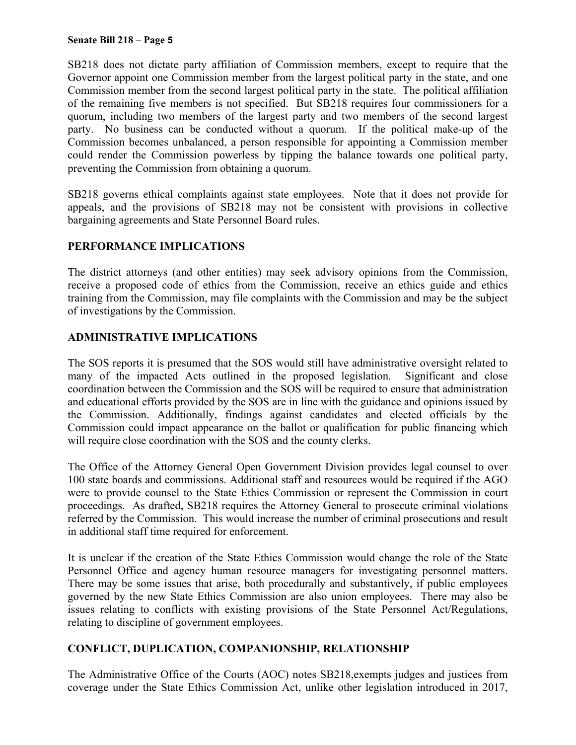SB218 does not dictate party affiliation of Commission members, except to require that the Governor appoint one Commission member from the largest political party in the state, and one Commission member from the second largest political party in the state. The political affiliation of the remaining five members is not specified. But SB218 requires four commissioners for a quorum, including two members of the largest party and two members of the second largest party. No business can be conducted without a quorum. If the political make-up of the Commission becomes unbalanced, a person responsible for appointing a Commission member could render the Commission powerless by tipping the balance towards one political party, preventing the Commission from obtaining a quorum.

SB218 governs ethical complaints against state employees. Note that it does not provide for appeals, and the provisions of SB218 may not be consistent with provisions in collective bargaining agreements and State Personnel Board rules.

## PERFORMANCE IMPLICATIONS

The district attorneys (and other entities) may seek advisory opinions from the Commission, receive a proposed code of ethics from the Commission, receive an ethics guide and ethics training from the Commission, may file complaints with the Commission and may be the subject of investigations by the Commission.

## ADMINISTRATIVE IMPLICATIONS

The SOS reports it is presumed that the SOS would still have administrative oversight related to many of the impacted Acts outlined in the proposed legislation. Significant and close coordination between the Commission and the SOS will be required to ensure that administration and educational efforts provided by the SOS are in line with the guidance and opinions issued by the Commission. Additionally, findings against candidates and elected officials by the Commission could impact appearance on the ballot or qualification for public financing which will require close coordination with the SOS and the county clerks.

The Office of the Attorney General Open Government Division provides legal counsel to over 100 state boards and commissions. Additional staff and resources would be required if the AGO were to provide counsel to the State Ethics Commission or represent the Commission in court proceedings. As drafted, SB218 requires the Attorney General to prosecute criminal violations referred by the Commission. This would increase the number of criminal prosecutions and result in additional staff time required for enforcement.

It is unclear if the creation of the State Ethics Commission would change the role of the State Personnel Office and agency human resource managers for investigating personnel matters. There may be some issues that arise, both procedurally and substantively, if public employees governed by the new State Ethics Commission are also union employees. There may also be issues relating to conflicts with existing provisions of the State Personnel Act/Regulations, relating to discipline of government employees.

## CONFLICT, DUPLICATION, COMPANIONSHIP, RELATIONSHIP

The Administrative Office of the Courts (AOC) notes SB218,exempts judges and justices from coverage under the State Ethics Commission Act, unlike other legislation introduced in 2017,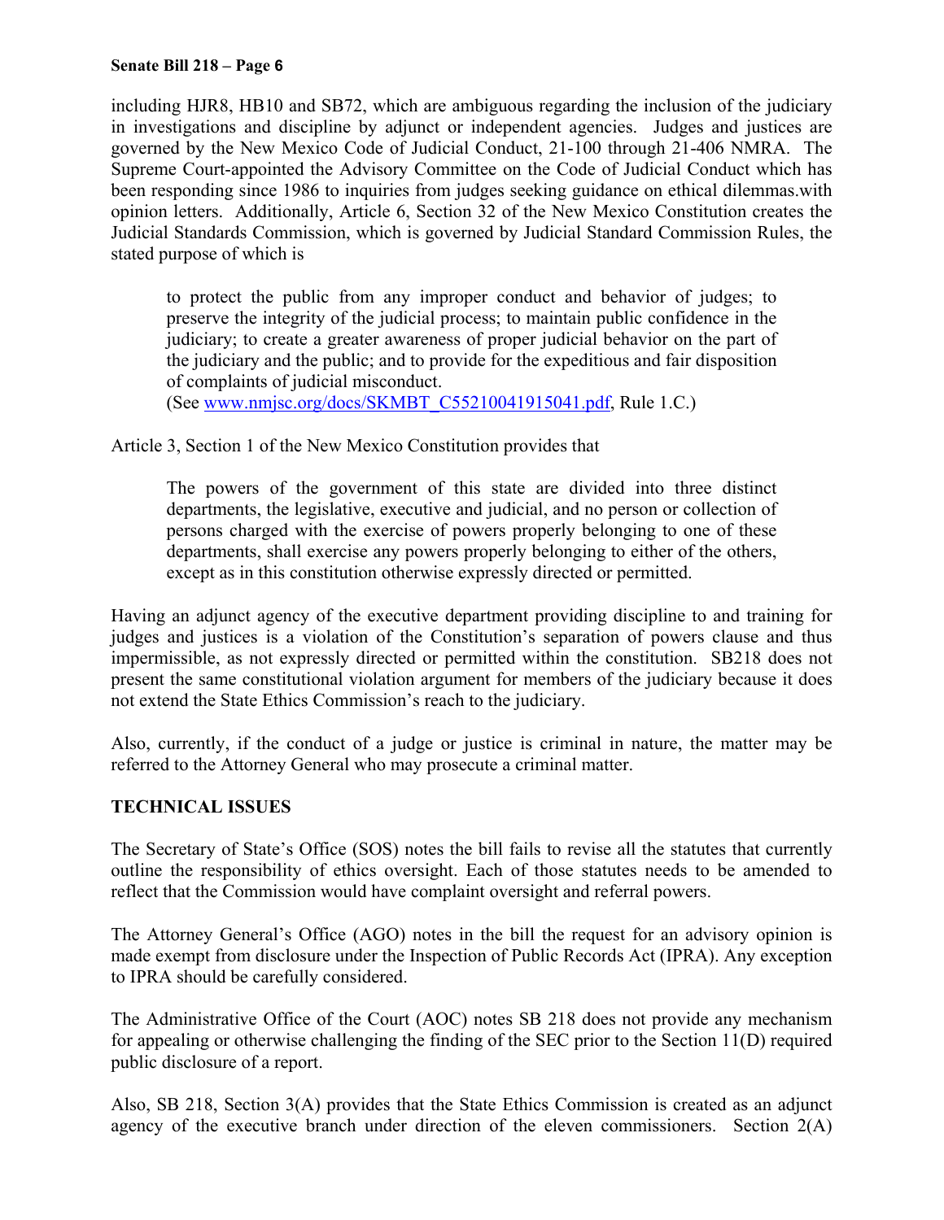including HJR8, HB10 and SB72, which are ambiguous regarding the inclusion of the judiciary in investigations and discipline by adjunct or independent agencies. Judges and justices are governed by the New Mexico Code of Judicial Conduct, 21-100 through 21-406 NMRA. The Supreme Court-appointed the Advisory Committee on the Code of Judicial Conduct which has been responding since 1986 to inquiries from judges seeking guidance on ethical dilemmas.with opinion letters. Additionally, Article 6, Section 32 of the New Mexico Constitution creates the Judicial Standards Commission, which is governed by Judicial Standard Commission Rules, the stated purpose of which is

> to protect the public from any improper conduct and behavior of judges; to preserve the integrity of the judicial process; to maintain public confidence in the judiciary; to create a greater awareness of proper judicial behavior on the part of the judiciary and the public; and to provide for the expeditious and fair disposition of complaints of judicial misconduct.
> (See www.nmjsc.org/docs/SKMBT_C55210041915041.pdf, Rule 1.C.)

Article 3, Section 1 of the New Mexico Constitution provides that

> The powers of the government of this state are divided into three distinct departments, the legislative, executive and judicial, and no person or collection of persons charged with the exercise of powers properly belonging to one of these departments, shall exercise any powers properly belonging to either of the others, except as in this constitution otherwise expressly directed or permitted.

Having an adjunct agency of the executive department providing discipline to and training for judges and justices is a violation of the Constitution's separation of powers clause and thus impermissible, as not expressly directed or permitted within the constitution. SB218 does not present the same constitutional violation argument for members of the judiciary because it does not extend the State Ethics Commission's reach to the judiciary.

Also, currently, if the conduct of a judge or justice is criminal in nature, the matter may be referred to the Attorney General who may prosecute a criminal matter.

**TECHNICAL ISSUES**

The Secretary of State's Office (SOS) notes the bill fails to revise all the statutes that currently outline the responsibility of ethics oversight. Each of those statutes needs to be amended to reflect that the Commission would have complaint oversight and referral powers.

The Attorney General's Office (AGO) notes in the bill the request for an advisory opinion is made exempt from disclosure under the Inspection of Public Records Act (IPRA). Any exception to IPRA should be carefully considered.

The Administrative Office of the Court (AOC) notes SB 218 does not provide any mechanism for appealing or otherwise challenging the finding of the SEC prior to the Section 11(D) required public disclosure of a report.

Also, SB 218, Section 3(A) provides that the State Ethics Commission is created as an adjunct agency of the executive branch under direction of the eleven commissioners. Section 2(A)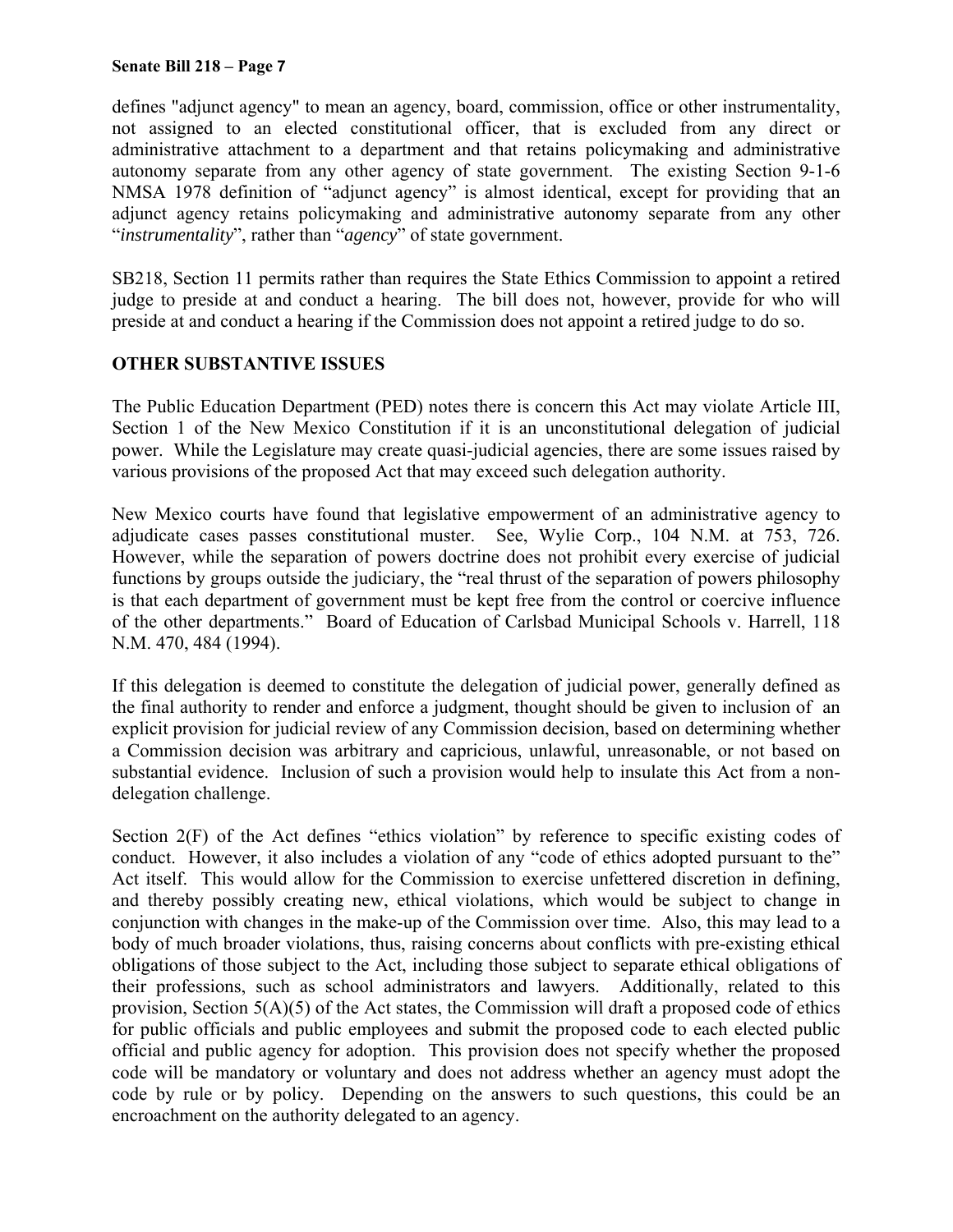defines "adjunct agency" to mean an agency, board, commission, office or other instrumentality, not assigned to an elected constitutional officer, that is excluded from any direct or administrative attachment to a department and that retains policymaking and administrative autonomy separate from any other agency of state government. The existing Section 9-1-6 NMSA 1978 definition of "adjunct agency" is almost identical, except for providing that an adjunct agency retains policymaking and administrative autonomy separate from any other "*instrumentality*", rather than "*agency*" of state government.

SB218, Section 11 permits rather than requires the State Ethics Commission to appoint a retired judge to preside at and conduct a hearing. The bill does not, however, provide for who will preside at and conduct a hearing if the Commission does not appoint a retired judge to do so.

## OTHER SUBSTANTIVE ISSUES

The Public Education Department (PED) notes there is concern this Act may violate Article III, Section 1 of the New Mexico Constitution if it is an unconstitutional delegation of judicial power. While the Legislature may create quasi-judicial agencies, there are some issues raised by various provisions of the proposed Act that may exceed such delegation authority.

New Mexico courts have found that legislative empowerment of an administrative agency to adjudicate cases passes constitutional muster. See, Wylie Corp., 104 N.M. at 753, 726. However, while the separation of powers doctrine does not prohibit every exercise of judicial functions by groups outside the judiciary, the "real thrust of the separation of powers philosophy is that each department of government must be kept free from the control or coercive influence of the other departments." Board of Education of Carlsbad Municipal Schools v. Harrell, 118 N.M. 470, 484 (1994).

If this delegation is deemed to constitute the delegation of judicial power, generally defined as the final authority to render and enforce a judgment, thought should be given to inclusion of an explicit provision for judicial review of any Commission decision, based on determining whether a Commission decision was arbitrary and capricious, unlawful, unreasonable, or not based on substantial evidence. Inclusion of such a provision would help to insulate this Act from a non-delegation challenge.

Section 2(F) of the Act defines "ethics violation" by reference to specific existing codes of conduct. However, it also includes a violation of any "code of ethics adopted pursuant to the" Act itself. This would allow for the Commission to exercise unfettered discretion in defining, and thereby possibly creating new, ethical violations, which would be subject to change in conjunction with changes in the make-up of the Commission over time. Also, this may lead to a body of much broader violations, thus, raising concerns about conflicts with pre-existing ethical obligations of those subject to the Act, including those subject to separate ethical obligations of their professions, such as school administrators and lawyers. Additionally, related to this provision, Section 5(A)(5) of the Act states, the Commission will draft a proposed code of ethics for public officials and public employees and submit the proposed code to each elected public official and public agency for adoption. This provision does not specify whether the proposed code will be mandatory or voluntary and does not address whether an agency must adopt the code by rule or by policy. Depending on the answers to such questions, this could be an encroachment on the authority delegated to an agency.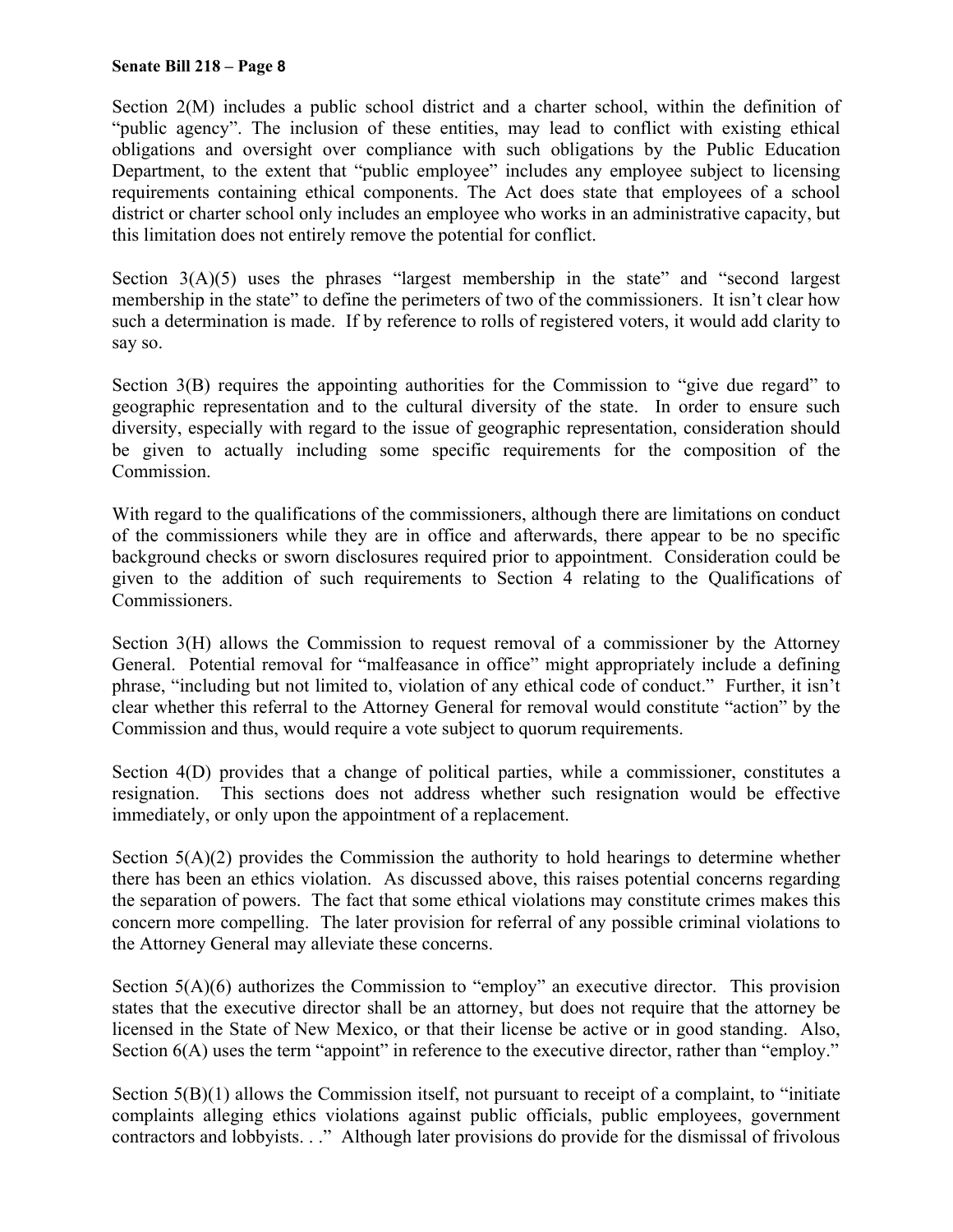Section 2(M) includes a public school district and a charter school, within the definition of "public agency". The inclusion of these entities, may lead to conflict with existing ethical obligations and oversight over compliance with such obligations by the Public Education Department, to the extent that "public employee" includes any employee subject to licensing requirements containing ethical components. The Act does state that employees of a school district or charter school only includes an employee who works in an administrative capacity, but this limitation does not entirely remove the potential for conflict.

Section 3(A)(5) uses the phrases "largest membership in the state" and "second largest membership in the state" to define the perimeters of two of the commissioners. It isn't clear how such a determination is made. If by reference to rolls of registered voters, it would add clarity to say so.

Section 3(B) requires the appointing authorities for the Commission to "give due regard" to geographic representation and to the cultural diversity of the state. In order to ensure such diversity, especially with regard to the issue of geographic representation, consideration should be given to actually including some specific requirements for the composition of the Commission.

With regard to the qualifications of the commissioners, although there are limitations on conduct of the commissioners while they are in office and afterwards, there appear to be no specific background checks or sworn disclosures required prior to appointment. Consideration could be given to the addition of such requirements to Section 4 relating to the Qualifications of Commissioners.

Section 3(H) allows the Commission to request removal of a commissioner by the Attorney General. Potential removal for "malfeasance in office" might appropriately include a defining phrase, "including but not limited to, violation of any ethical code of conduct." Further, it isn't clear whether this referral to the Attorney General for removal would constitute "action" by the Commission and thus, would require a vote subject to quorum requirements.

Section 4(D) provides that a change of political parties, while a commissioner, constitutes a resignation. This sections does not address whether such resignation would be effective immediately, or only upon the appointment of a replacement.

Section 5(A)(2) provides the Commission the authority to hold hearings to determine whether there has been an ethics violation. As discussed above, this raises potential concerns regarding the separation of powers. The fact that some ethical violations may constitute crimes makes this concern more compelling. The later provision for referral of any possible criminal violations to the Attorney General may alleviate these concerns.

Section 5(A)(6) authorizes the Commission to "employ" an executive director. This provision states that the executive director shall be an attorney, but does not require that the attorney be licensed in the State of New Mexico, or that their license be active or in good standing. Also, Section 6(A) uses the term "appoint" in reference to the executive director, rather than "employ."

Section 5(B)(1) allows the Commission itself, not pursuant to receipt of a complaint, to "initiate complaints alleging ethics violations against public officials, public employees, government contractors and lobbyists. . ." Although later provisions do provide for the dismissal of frivolous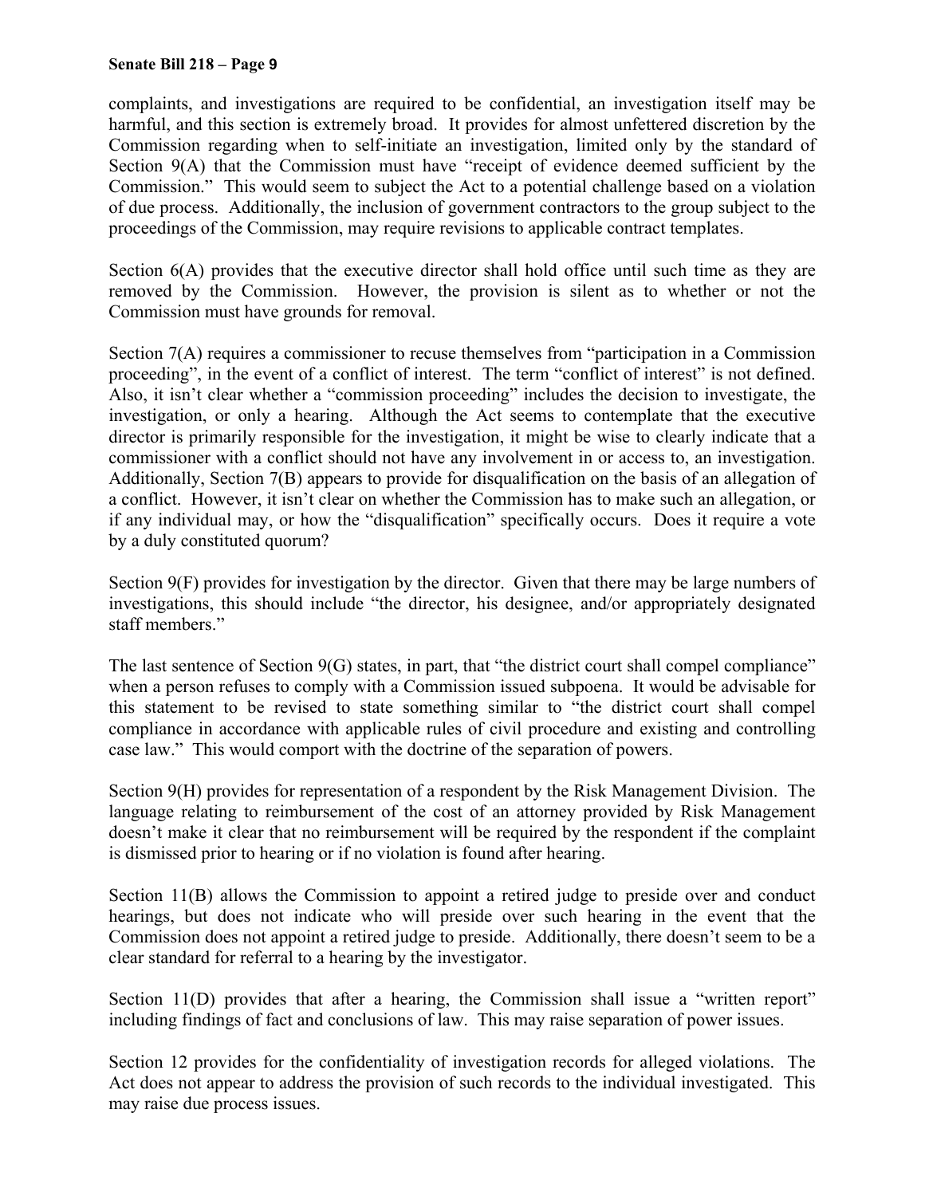complaints, and investigations are required to be confidential, an investigation itself may be harmful, and this section is extremely broad. It provides for almost unfettered discretion by the Commission regarding when to self-initiate an investigation, limited only by the standard of Section 9(A) that the Commission must have "receipt of evidence deemed sufficient by the Commission." This would seem to subject the Act to a potential challenge based on a violation of due process. Additionally, the inclusion of government contractors to the group subject to the proceedings of the Commission, may require revisions to applicable contract templates.

Section 6(A) provides that the executive director shall hold office until such time as they are removed by the Commission. However, the provision is silent as to whether or not the Commission must have grounds for removal.

Section 7(A) requires a commissioner to recuse themselves from "participation in a Commission proceeding", in the event of a conflict of interest. The term "conflict of interest" is not defined. Also, it isn't clear whether a "commission proceeding" includes the decision to investigate, the investigation, or only a hearing. Although the Act seems to contemplate that the executive director is primarily responsible for the investigation, it might be wise to clearly indicate that a commissioner with a conflict should not have any involvement in or access to, an investigation. Additionally, Section 7(B) appears to provide for disqualification on the basis of an allegation of a conflict. However, it isn't clear on whether the Commission has to make such an allegation, or if any individual may, or how the "disqualification" specifically occurs. Does it require a vote by a duly constituted quorum?

Section 9(F) provides for investigation by the director. Given that there may be large numbers of investigations, this should include "the director, his designee, and/or appropriately designated staff members."

The last sentence of Section 9(G) states, in part, that "the district court shall compel compliance" when a person refuses to comply with a Commission issued subpoena. It would be advisable for this statement to be revised to state something similar to "the district court shall compel compliance in accordance with applicable rules of civil procedure and existing and controlling case law." This would comport with the doctrine of the separation of powers.

Section 9(H) provides for representation of a respondent by the Risk Management Division. The language relating to reimbursement of the cost of an attorney provided by Risk Management doesn't make it clear that no reimbursement will be required by the respondent if the complaint is dismissed prior to hearing or if no violation is found after hearing.

Section 11(B) allows the Commission to appoint a retired judge to preside over and conduct hearings, but does not indicate who will preside over such hearing in the event that the Commission does not appoint a retired judge to preside. Additionally, there doesn't seem to be a clear standard for referral to a hearing by the investigator.

Section 11(D) provides that after a hearing, the Commission shall issue a "written report" including findings of fact and conclusions of law. This may raise separation of power issues.

Section 12 provides for the confidentiality of investigation records for alleged violations. The Act does not appear to address the provision of such records to the individual investigated. This may raise due process issues.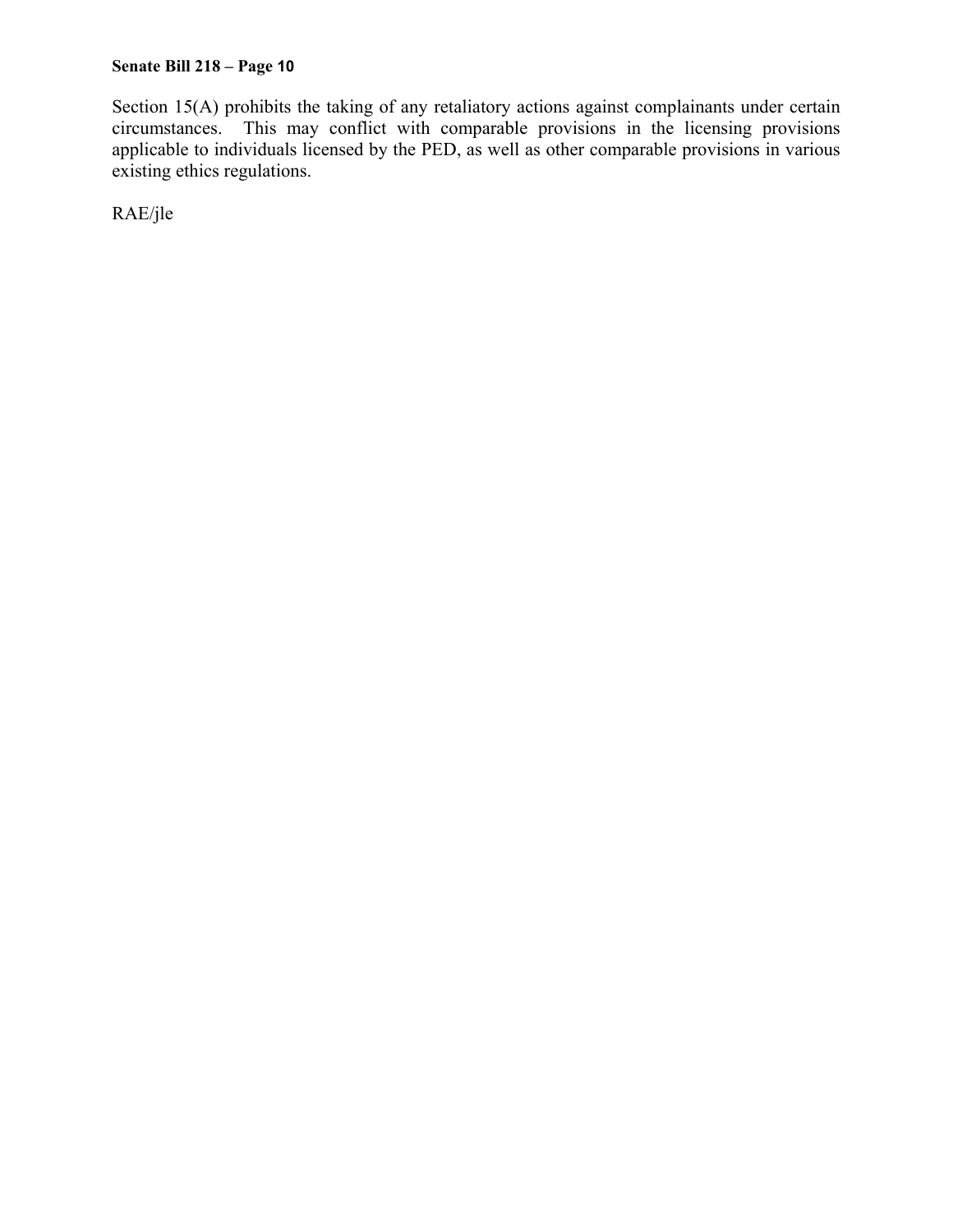Section 15(A) prohibits the taking of any retaliatory actions against complainants under certain circumstances. This may conflict with comparable provisions in the licensing provisions applicable to individuals licensed by the PED, as well as other comparable provisions in various existing ethics regulations.

RAE/jle